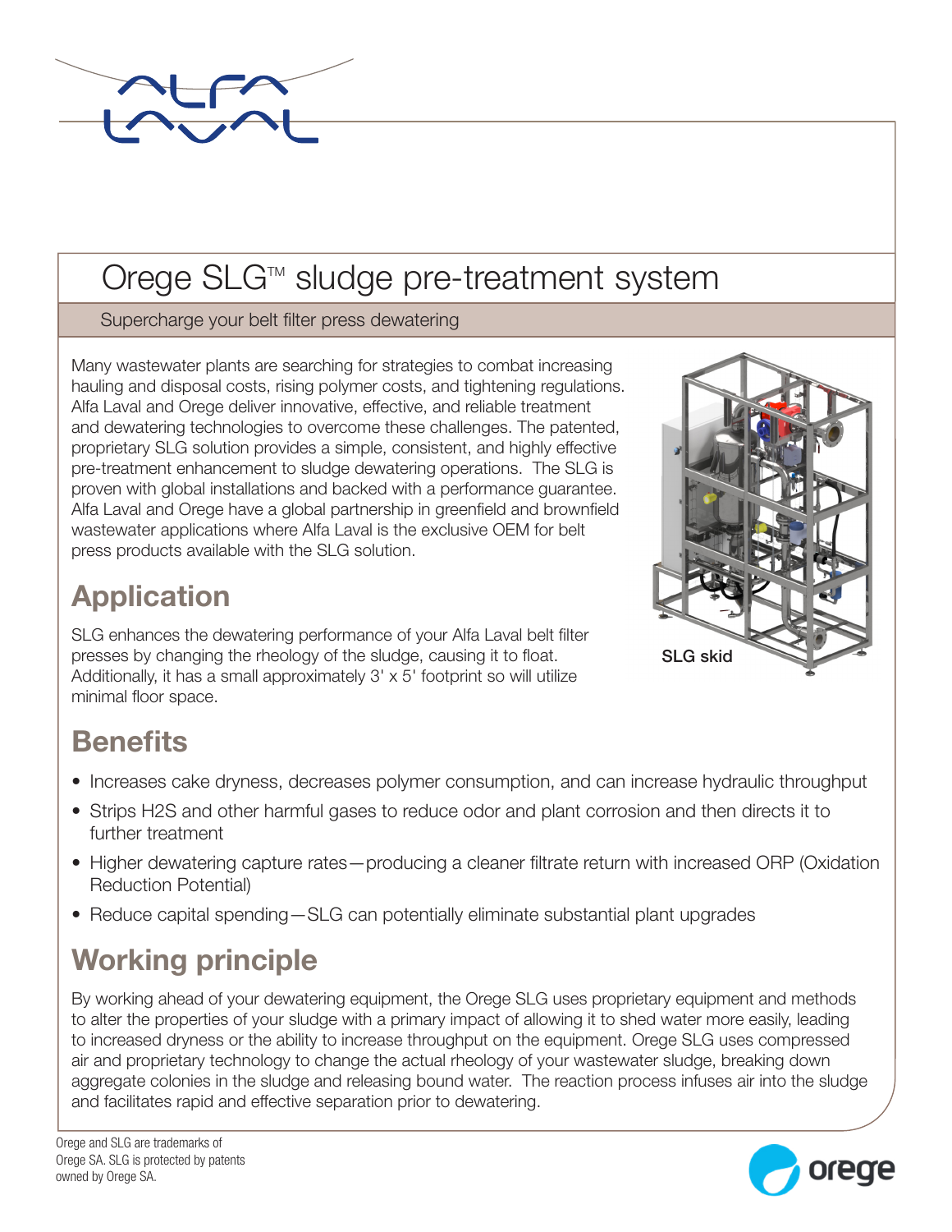# Orege SLG™ sludge pre-treatment system

Supercharge your belt filter press dewatering

Many wastewater plants are searching for strategies to combat increasing hauling and disposal costs, rising polymer costs, and tightening regulations. Alfa Laval and Orege deliver innovative, effective, and reliable treatment and dewatering technologies to overcome these challenges. The patented, proprietary SLG solution provides a simple, consistent, and highly effective pre-treatment enhancement to sludge dewatering operations. The SLG is proven with global installations and backed with a performance guarantee. Alfa Laval and Orege have a global partnership in greenfield and brownfield wastewater applications where Alfa Laval is the exclusive OEM for belt press products available with the SLG solution.

SLG skid

## Application

SLG enhances the dewatering performance of your Alfa Laval belt filter presses by changing the rheology of the sludge, causing it to float. Additionally, it has a small approximately 3' x 5' footprint so will utilize minimal floor space.

## Benefits

- Increases cake dryness, decreases polymer consumption, and can increase hydraulic throughput
- Strips $H_2S$ and other harmful gases to reduce odor and plant corrosion and then directs it to further treatment
- Higher dewatering capture rates—producing a cleaner filtrate return with increased ORP (Oxidation Reduction Potential)
- Reduce capital spending—SLG can potentially eliminate substantial plant upgrades

## Working principle

By working ahead of your dewatering equipment, the Orege SLG uses proprietary equipment and methods to alter the properties of your sludge with a primary impact of allowing it to shed water more easily, leading to increased dryness or the ability to increase throughput on the equipment. Orege SLG uses compressed air and proprietary technology to change the actual rheology of your wastewater sludge, breaking down aggregate colonies in the sludge and releasing bound water. The reaction process infuses air into the sludge and facilitates rapid and effective separation prior to dewatering.

Orege and SLG are trademarks of Orege SA. SLG is protected by patents owned by Orege SA.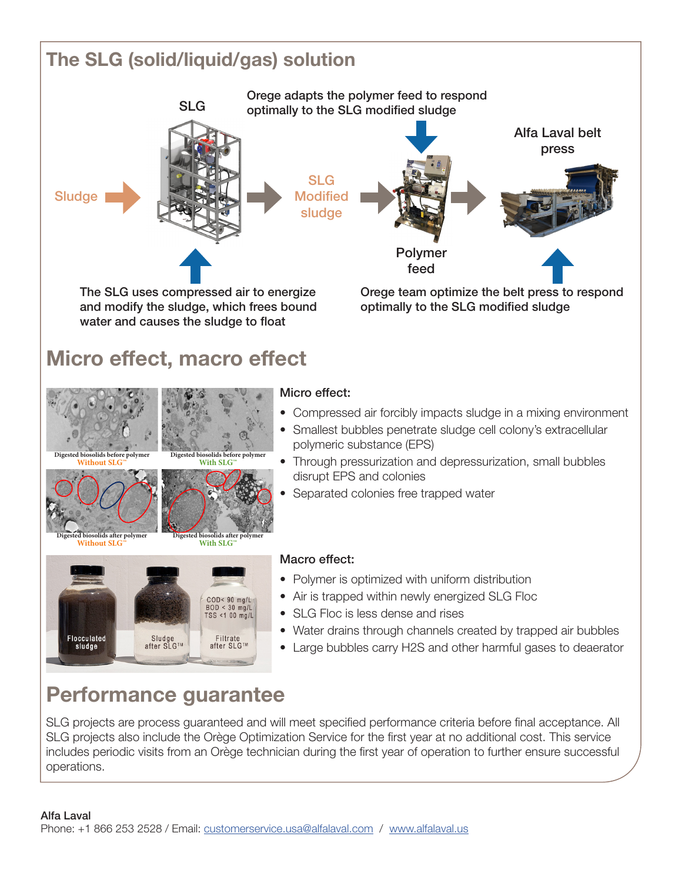## The SLG (solid/liquid/gas) solution

SLG

Orege adapts the polymer feed to respond optimally to the SLG modified sludge

Alfa Laval belt press

Sludge

SLG Modified sludge

Polymer feed

The SLG uses compressed air to energize and modify the sludge, which frees bound water and causes the sludge to float

Orege team optimize the belt press to respond optimally to the SLG modified sludge

## Micro effect, macro effect

Digested biosolids before polymer Without SLG™

Digested biosolids before polymer With SLG™

Digested biosolids after polymer Without SLG™

Digested biosolids after polymer With SLG™

Flocculated sludge

Sludge after SLG™

COD< 90 mg/L
BOD < 30 mg/L
TSS <1 00 mg/L
Filtrate after SLG™

**Micro effect:**

- Compressed air forcibly impacts sludge in a mixing environment
- Smallest bubbles penetrate sludge cell colony's extracellular polymeric substance (EPS)
- Through pressurization and depressurization, small bubbles disrupt EPS and colonies
- Separated colonies free trapped water

**Macro effect:**

- Polymer is optimized with uniform distribution
- Air is trapped within newly energized SLG Floc
- SLG Floc is less dense and rises
- Water drains through channels created by trapped air bubbles
- Large bubbles carry $H_2S$ and other harmful gases to deaerator

## Performance guarantee

SLG projects are process guaranteed and will meet specified performance criteria before final acceptance. All SLG projects also include the Orège Optimization Service for the first year at no additional cost. This service includes periodic visits from an Orège technician during the first year of operation to further ensure successful operations.

**Alfa Laval**
Phone: +1 866 253 2528 / Email: customerservice.usa@alfalaval.com / www.alfalaval.us